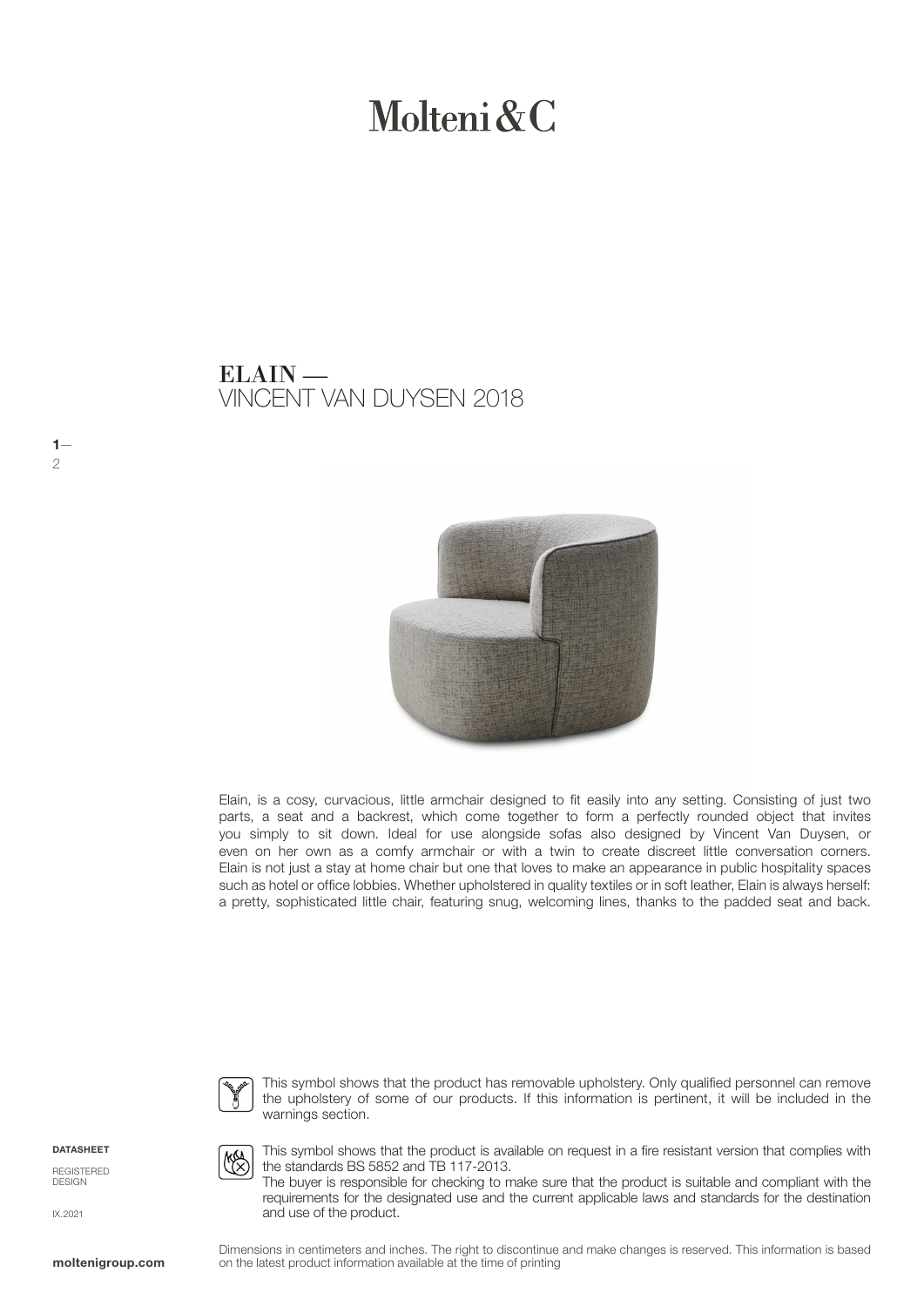# Molteni&C

## ELAIN —
VINCENT VAN DUYSEN 2018

Elain, is a cosy, curvacious, little armchair designed to fit easily into any setting. Consisting of just two parts, a seat and a backrest, which come together to form a perfectly rounded object that invites you simply to sit down. Ideal for use alongside sofas also designed by Vincent Van Duysen, or even on her own as a comfy armchair or with a twin to create discreet little conversation corners. Elain is not just a stay at home chair but one that loves to make an appearance in public hospitality spaces such as hotel or office lobbies. Whether upholstered in quality textiles or in soft leather, Elain is always herself: a pretty, sophisticated little chair, featuring snug, welcoming lines, thanks to the padded seat and back.

This symbol shows that the product has removable upholstery. Only qualified personnel can remove the upholstery of some of our products. If this information is pertinent, it will be included in the warnings section.

This symbol shows that the product is available on request in a fire resistant version that complies with the standards BS 5852 and TB 117-2013.
The buyer is responsible for checking to make sure that the product is suitable and compliant with the requirements for the designated use and the current applicable laws and standards for the destination and use of the product.

**DATASHEET**

REGISTERED DESIGN

IX.2021

Dimensions in centimeters and inches. The right to discontinue and make changes is reserved. This information is based on the latest product information available at the time of printing

**moltenigroup.com**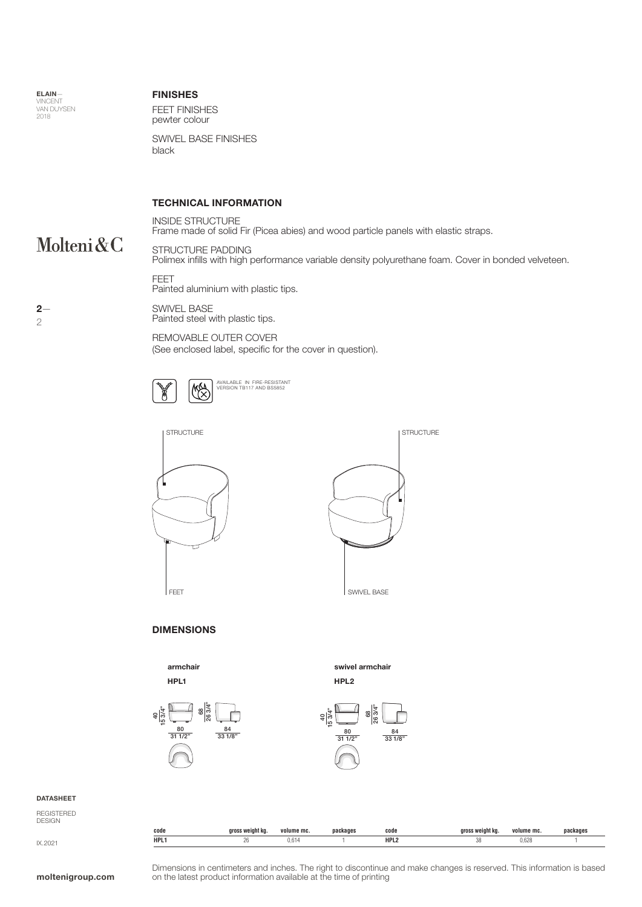ELAIN—
VINCENT
VAN DUYSEN
2018

Molteni&C

## FINISHES

FEET FINISHES
pewter colour

SWIVEL BASE FINISHES
black

## TECHNICAL INFORMATION

INSIDE STRUCTURE
Frame made of solid Fir (Picea abies) and wood particle panels with elastic straps.

STRUCTURE PADDING
Polimex infills with high performance variable density polyurethane foam. Cover in bonded velveteen.

FEET
Painted aluminium with plastic tips.

SWIVEL BASE
Painted steel with plastic tips.

REMOVABLE OUTER COVER
(See enclosed label, specific for the cover in question).

AVAILABLE IN FIRE-RESISTANT VERSION TB117 AND BS5852

STRUCTURE

FEET

STRUCTURE

SWIVEL BASE

## DIMENSIONS

**armchair**

**HPL1**

40
15 3/4"
68
26 3/4"
80
31 1/2"
84
33 1/8"

**swivel armchair**

**HPL2**

40
15 3/4"
68
26 3/4"
80
31 1/2"
84
33 1/8"

**DATASHEET**

REGISTERED DESIGN

IX.2021

| code | gross weight kg. | volume mc. | packages | code | gross weight kg. | volume mc. | packages |
|---|---|---|---|---|---|---|---|
| HPL1 | 26 | 0,614 | 1 | HPL2 | 38 | 0,628 | 1 |

Dimensions in centimeters and inches. The right to discontinue and make changes is reserved. This information is based on the latest product information available at the time of printing

**moltenigroup.com**